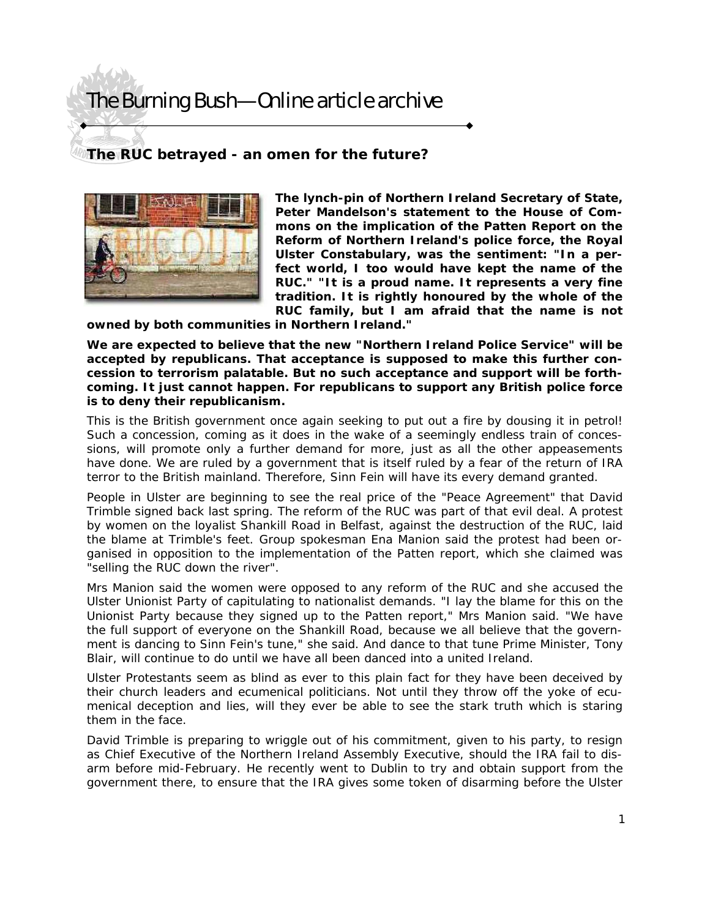# The Burning Bush—Online article archive

## The RUC betrayed - an omen for the future?

**The lynch-pin of Northern Ireland Secretary of State, Peter Mandelson's statement to the House of Commons on the implication of the Patten Report on the Reform of Northern Ireland's police force, the Royal Ulster Constabulary, was the sentiment: "In a perfect world, I too would have kept the name of the RUC." "It is a proud name. It represents a very fine tradition. It is rightly honoured by the whole of the RUC family, but I am afraid that the name is not owned by both communities in Northern Ireland."**

**We are expected to believe that the new "Northern Ireland Police Service" will be accepted by republicans. That acceptance is supposed to make this further concession to terrorism palatable. But no such acceptance and support will be forthcoming. It just cannot happen. For republicans to support any British police force is to deny their republicanism.**

This is the British government once again seeking to put out a fire by dousing it in petrol! Such a concession, coming as it does in the wake of a seemingly endless train of concessions, will promote only a further demand for more, just as all the other appeasements have done. We are ruled by a government that is itself ruled by a fear of the return of IRA terror to the British mainland. Therefore, Sinn Fein will have its every demand granted.

People in Ulster are beginning to see the real price of the "Peace Agreement" that David Trimble signed back last spring. The reform of the RUC was part of that evil deal. A protest by women on the loyalist Shankill Road in Belfast, against the destruction of the RUC, laid the blame at Trimble's feet. Group spokesman Ena Manion said the protest had been organised in opposition to the implementation of the Patten report, which she claimed was "selling the RUC down the river".

Mrs Manion said the women were opposed to any reform of the RUC and she accused the Ulster Unionist Party of capitulating to nationalist demands. "I lay the blame for this on the Unionist Party because they signed up to the Patten report," Mrs Manion said. "We have the full support of everyone on the Shankill Road, because we all believe that the government is dancing to Sinn Fein's tune," she said. And dance to that tune Prime Minister, Tony Blair, will continue to do until we have all been danced into a united Ireland.

Ulster Protestants seem as blind as ever to this plain fact for they have been deceived by their church leaders and ecumenical politicians. Not until they throw off the yoke of ecumenical deception and lies, will they ever be able to see the stark truth which is staring them in the face.

David Trimble is preparing to wriggle out of his commitment, given to his party, to resign as Chief Executive of the Northern Ireland Assembly Executive, should the IRA fail to disarm before mid-February. He recently went to Dublin to try and obtain support from the government there, to ensure that the IRA gives some token of disarming before the Ulster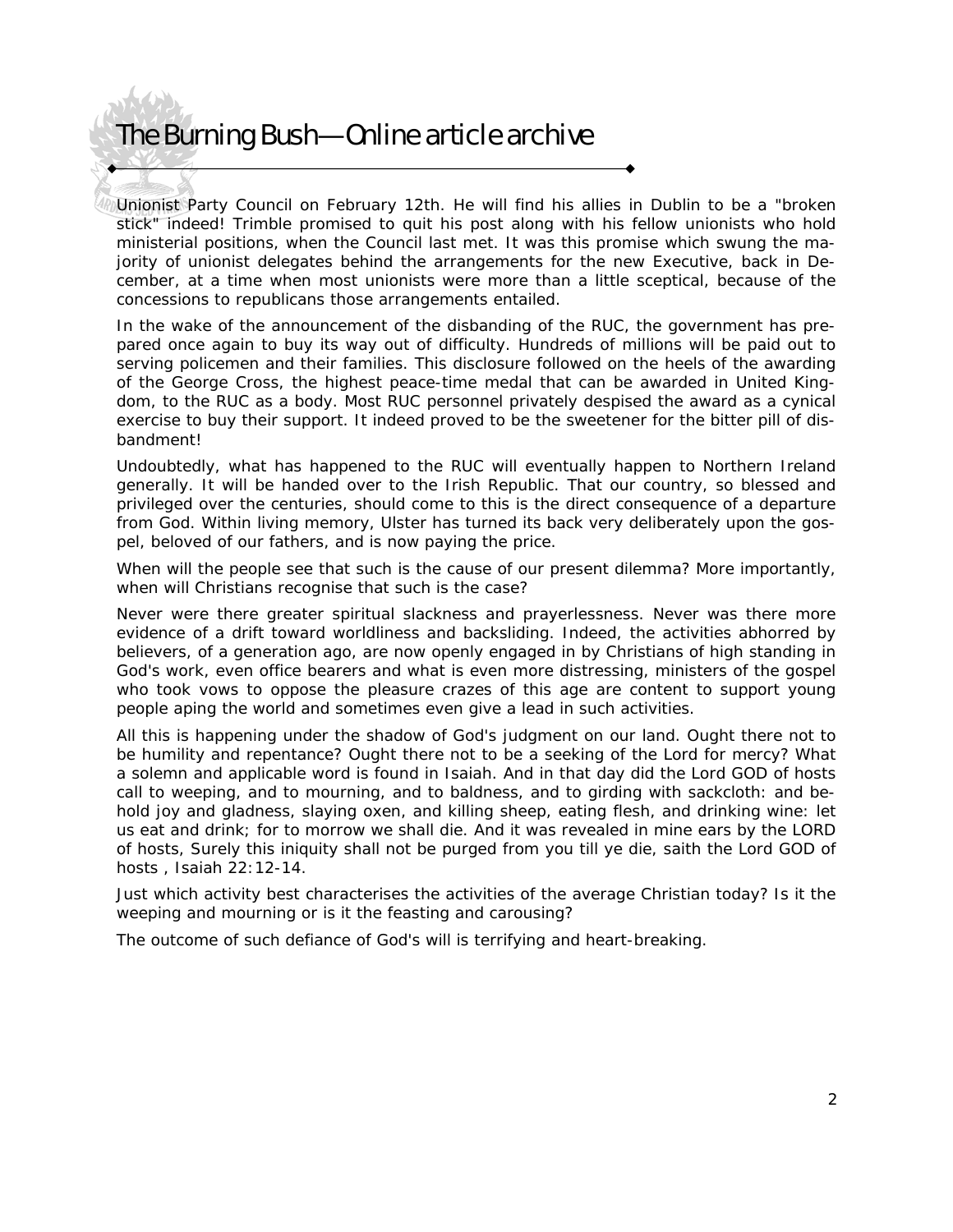Unionist Party Council on February 12th. He will find his allies in Dublin to be a "broken stick" indeed! Trimble promised to quit his post along with his fellow unionists who hold ministerial positions, when the Council last met. It was this promise which swung the majority of unionist delegates behind the arrangements for the new Executive, back in December, at a time when most unionists were more than a little sceptical, because of the concessions to republicans those arrangements entailed.

In the wake of the announcement of the disbanding of the RUC, the government has prepared once again to buy its way out of difficulty. Hundreds of millions will be paid out to serving policemen and their families. This disclosure followed on the heels of the awarding of the George Cross, the highest peace-time medal that can be awarded in United Kingdom, to the RUC as a body. Most RUC personnel privately despised the award as a cynical exercise to buy their support. It indeed proved to be the sweetener for the bitter pill of disbandment!

Undoubtedly, what has happened to the RUC will eventually happen to Northern Ireland generally. It will be handed over to the Irish Republic. That our country, so blessed and privileged over the centuries, should come to this is the direct consequence of a departure from God. Within living memory, Ulster has turned its back very deliberately upon the gospel, beloved of our fathers, and is now paying the price.

When will the people see that such is the cause of our present dilemma? More importantly, when will Christians recognise that such is the case?

Never were there greater spiritual slackness and prayerlessness. Never was there more evidence of a drift toward worldliness and backsliding. Indeed, the activities abhorred by believers, of a generation ago, are now openly engaged in by Christians of high standing in God's work, even office bearers and what is even more distressing, ministers of the gospel who took vows to oppose the pleasure crazes of this age are content to support young people aping the world and sometimes even give a lead in such activities.

All this is happening under the shadow of God's judgment on our land. Ought there not to be humility and repentance? Ought there not to be a seeking of the Lord for mercy? What a solemn and applicable word is found in Isaiah. And in that day did the Lord GOD of hosts call to weeping, and to mourning, and to baldness, and to girding with sackcloth: and behold joy and gladness, slaying oxen, and killing sheep, eating flesh, and drinking wine: let us eat and drink; for to morrow we shall die. And it was revealed in mine ears by the LORD of hosts, Surely this iniquity shall not be purged from you till ye die, saith the Lord GOD of hosts , Isaiah 22:12-14.

Just which activity best characterises the activities of the average Christian today? Is it the weeping and mourning or is it the feasting and carousing?

The outcome of such defiance of God's will is terrifying and heart-breaking.